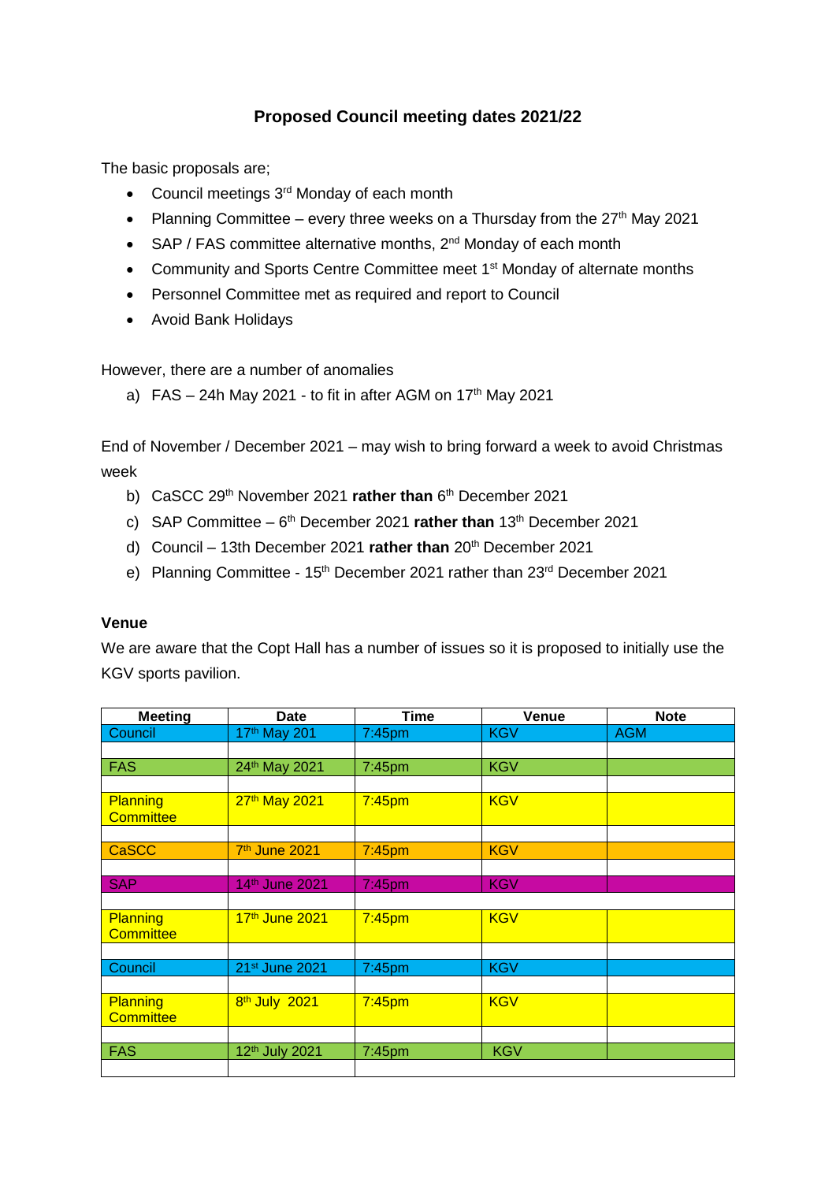# Proposed Council meeting dates 2021/22

The basic proposals are;

- Council meetings 3rd Monday of each month
- Planning Committee – every three weeks on a Thursday from the 27th May 2021
- SAP / FAS committee alternative months, 2nd Monday of each month
- Community and Sports Centre Committee meet 1st Monday of alternate months
- Personnel Committee met as required and report to Council
- Avoid Bank Holidays

However, there are a number of anomalies

a) FAS – 24h May 2021 - to fit in after AGM on 17th May 2021

End of November / December 2021 – may wish to bring forward a week to avoid Christmas week

b) CaSCC 29th November 2021 **rather than** 6th December 2021
c) SAP Committee – 6th December 2021 **rather than** 13th December 2021
d) Council – 13th December 2021 **rather than** 20th December 2021
e) Planning Committee - 15th December 2021 rather than 23rd December 2021

**Venue**

We are aware that the Copt Hall has a number of issues so it is proposed to initially use the KGV sports pavilion.

| Meeting | Date | Time | Venue | Note |
|---|---|---|---|---|
| Council | 17th May 201 | 7:45pm | KGV | AGM |
| | | | | |
| FAS | 24th May 2021 | 7:45pm | KGV | |
| | | | | |
| Planning Committee | 27th May 2021 | 7:45pm | KGV | |
| | | | | |
| CaSCC | 7th June 2021 | 7:45pm | KGV | |
| | | | | |
| SAP | 14th June 2021 | 7:45pm | KGV | |
| | | | | |
| Planning Committee | 17th June 2021 | 7:45pm | KGV | |
| | | | | |
| Council | 21st June 2021 | 7:45pm | KGV | |
| | | | | |
| Planning Committee | 8th July 2021 | 7:45pm | KGV | |
| | | | | |
| FAS | 12th July 2021 | 7:45pm | KGV | |
| | | | | |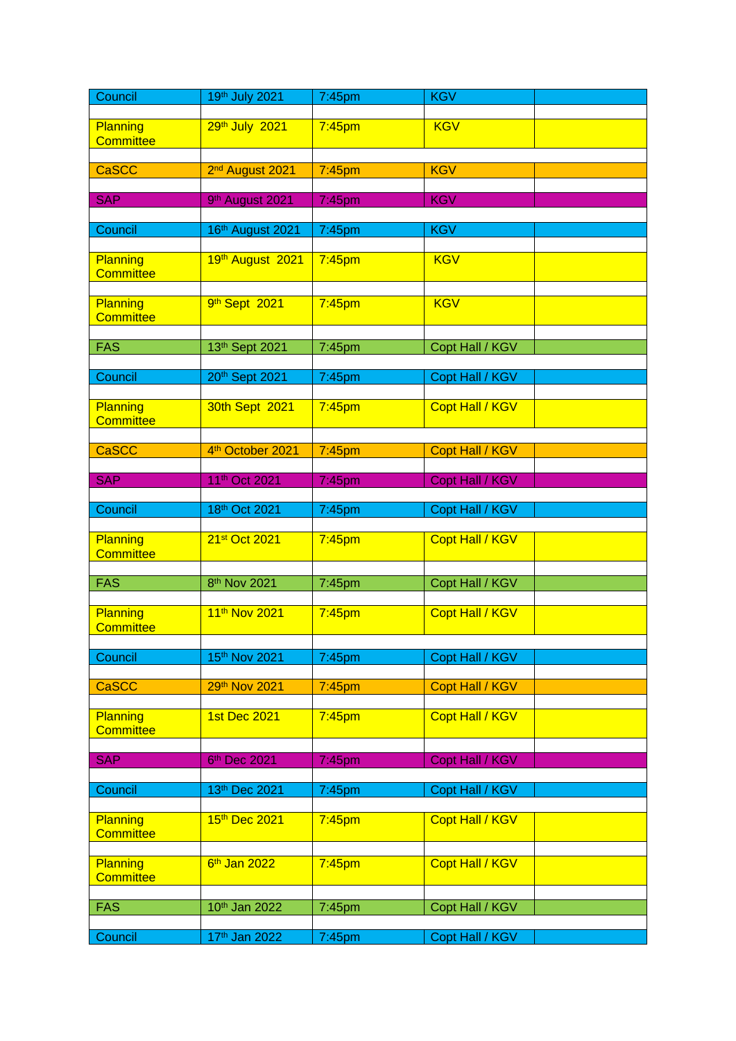| Council | 19th July 2021 | 7:45pm | KGV | |
|---|---|---|---|---|
| | | | | |
| Planning Committee | 29th July 2021 | 7:45pm | KGV | |
| | | | | |
| CaSCC | 2nd August 2021 | 7:45pm | KGV | |
| | | | | |
| SAP | 9th August 2021 | 7:45pm | KGV | |
| | | | | |
| Council | 16th August 2021 | 7:45pm | KGV | |
| | | | | |
| Planning Committee | 19th August 2021 | 7:45pm | KGV | |
| | | | | |
| Planning Committee | 9th Sept 2021 | 7:45pm | KGV | |
| | | | | |
| FAS | 13th Sept 2021 | 7:45pm | Copt Hall / KGV | |
| | | | | |
| Council | 20th Sept 2021 | 7:45pm | Copt Hall / KGV | |
| | | | | |
| Planning Committee | 30th Sept 2021 | 7:45pm | Copt Hall / KGV | |
| | | | | |
| CaSCC | 4th October 2021 | 7:45pm | Copt Hall / KGV | |
| | | | | |
| SAP | 11th Oct 2021 | 7:45pm | Copt Hall / KGV | |
| | | | | |
| Council | 18th Oct 2021 | 7:45pm | Copt Hall / KGV | |
| | | | | |
| Planning Committee | 21st Oct 2021 | 7:45pm | Copt Hall / KGV | |
| | | | | |
| FAS | 8th Nov 2021 | 7:45pm | Copt Hall / KGV | |
| | | | | |
| Planning Committee | 11th Nov 2021 | 7:45pm | Copt Hall / KGV | |
| | | | | |
| Council | 15th Nov 2021 | 7:45pm | Copt Hall / KGV | |
| | | | | |
| CaSCC | 29th Nov 2021 | 7:45pm | Copt Hall / KGV | |
| | | | | |
| Planning Committee | 1st Dec 2021 | 7:45pm | Copt Hall / KGV | |
| | | | | |
| SAP | 6th Dec 2021 | 7:45pm | Copt Hall / KGV | |
| | | | | |
| Council | 13th Dec 2021 | 7:45pm | Copt Hall / KGV | |
| | | | | |
| Planning Committee | 15th Dec 2021 | 7:45pm | Copt Hall / KGV | |
| | | | | |
| Planning Committee | 6th Jan 2022 | 7:45pm | Copt Hall / KGV | |
| | | | | |
| FAS | 10th Jan 2022 | 7:45pm | Copt Hall / KGV | |
| | | | | |
| Council | 17th Jan 2022 | 7:45pm | Copt Hall / KGV | |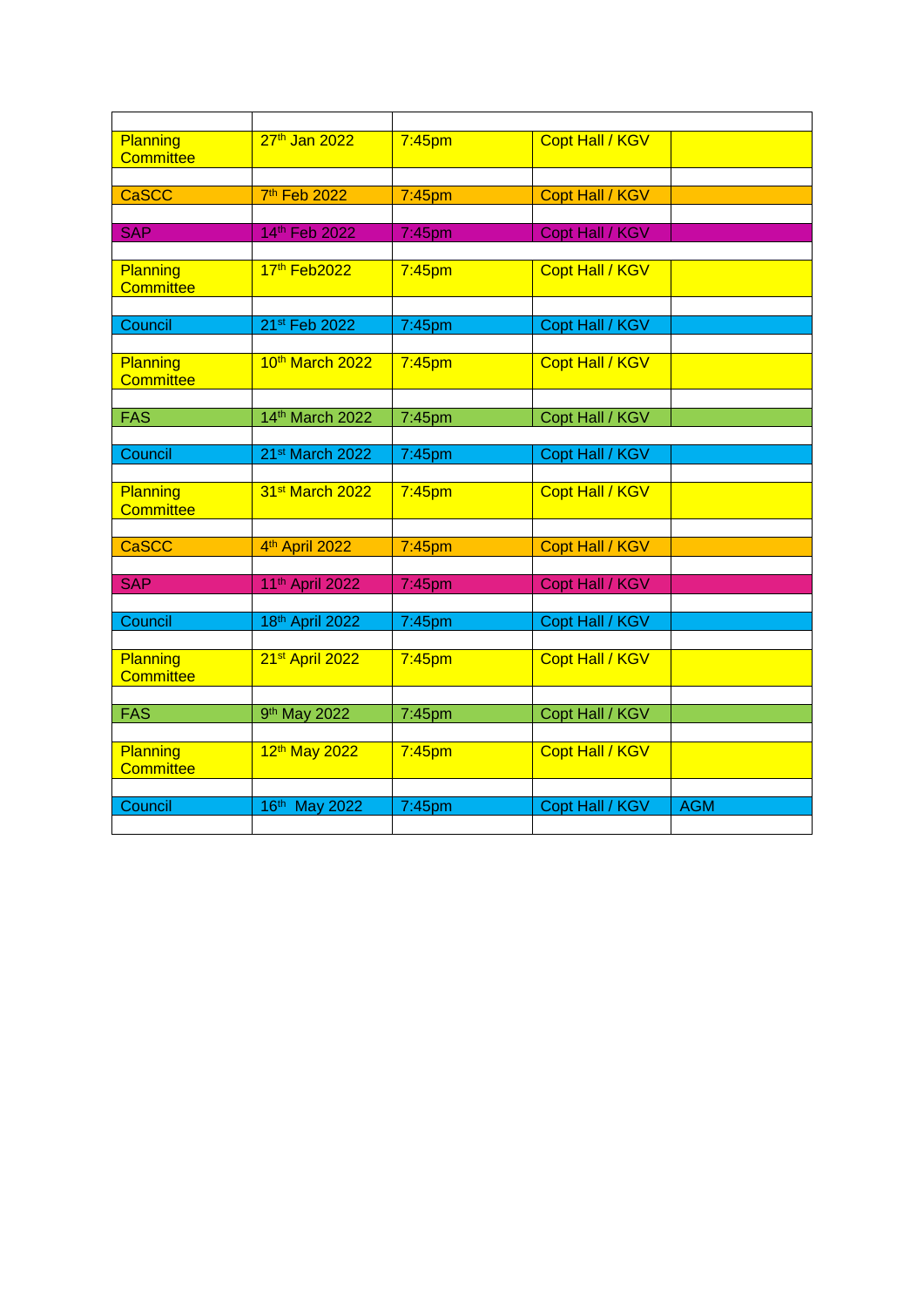| | | | | |
|---|---|---|---|---|
| Planning Committee | 27th Jan 2022 | 7:45pm | Copt Hall / KGV | |
| CaSCC | 7th Feb 2022 | 7:45pm | Copt Hall / KGV | |
| SAP | 14th Feb 2022 | 7:45pm | Copt Hall / KGV | |
| Planning Committee | 17th Feb2022 | 7:45pm | Copt Hall / KGV | |
| Council | 21st Feb 2022 | 7:45pm | Copt Hall / KGV | |
| Planning Committee | 10th March 2022 | 7:45pm | Copt Hall / KGV | |
| FAS | 14th March 2022 | 7:45pm | Copt Hall / KGV | |
| Council | 21st March 2022 | 7:45pm | Copt Hall / KGV | |
| Planning Committee | 31st March 2022 | 7:45pm | Copt Hall / KGV | |
| CaSCC | 4th April 2022 | 7:45pm | Copt Hall / KGV | |
| SAP | 11th April 2022 | 7:45pm | Copt Hall / KGV | |
| Council | 18th April 2022 | 7:45pm | Copt Hall / KGV | |
| Planning Committee | 21st April 2022 | 7:45pm | Copt Hall / KGV | |
| FAS | 9th May 2022 | 7:45pm | Copt Hall / KGV | |
| Planning Committee | 12th May 2022 | 7:45pm | Copt Hall / KGV | |
| Council | 16th May 2022 | 7:45pm | Copt Hall / KGV | AGM |